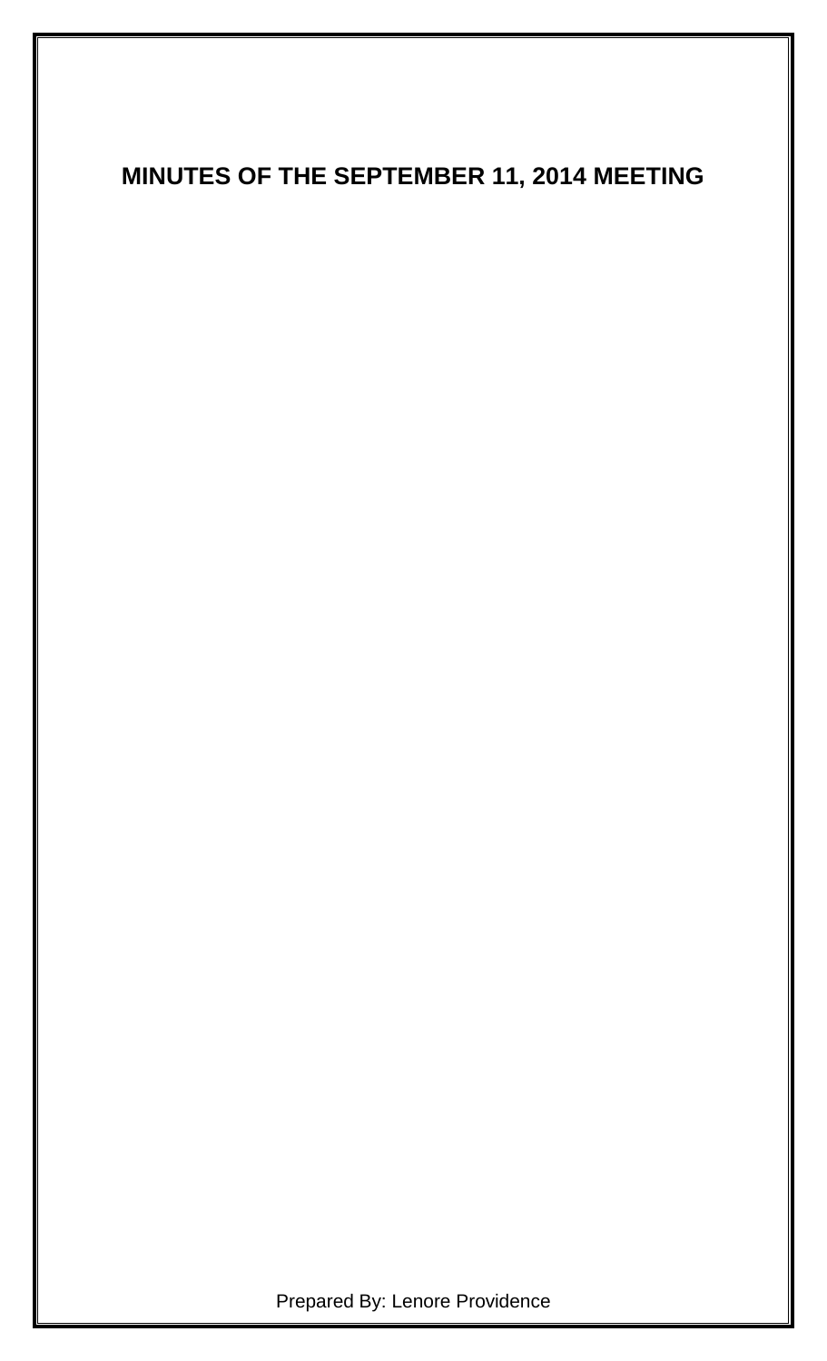# MINUTES OF THE SEPTEMBER 11, 2014 MEETING

Prepared By: Lenore Providence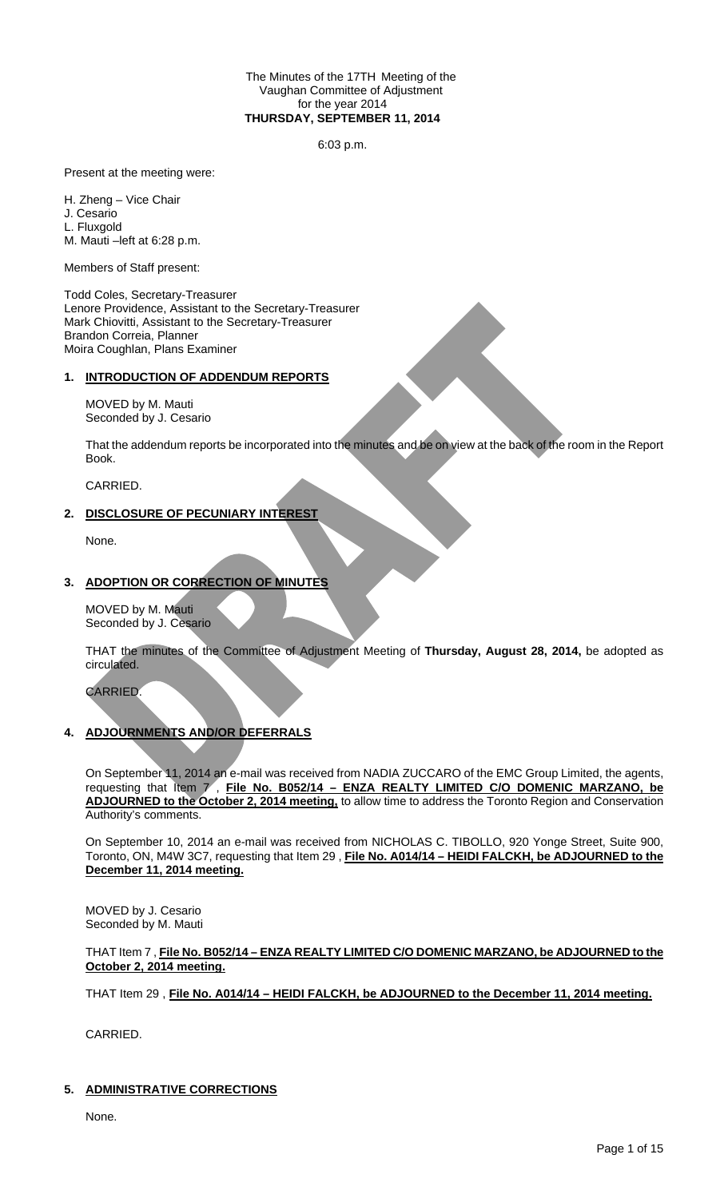The Minutes of the 17TH Meeting of the
Vaughan Committee of Adjustment
for the year 2014
**THURSDAY, SEPTEMBER 11, 2014**

6:03 p.m.

Present at the meeting were:

H. Zheng – Vice Chair
J. Cesario
L. Fluxgold
M. Mauti –left at 6:28 p.m.

Members of Staff present:

Todd Coles, Secretary-Treasurer
Lenore Providence, Assistant to the Secretary-Treasurer
Mark Chiovitti, Assistant to the Secretary-Treasurer
Brandon Correia, Planner
Moira Coughlan, Plans Examiner

## 1. INTRODUCTION OF ADDENDUM REPORTS

MOVED by M. Mauti
Seconded by J. Cesario

That the addendum reports be incorporated into the minutes and be on view at the back of the room in the Report Book.

CARRIED.

## 2. DISCLOSURE OF PECUNIARY INTEREST

None.

## 3. ADOPTION OR CORRECTION OF MINUTES

MOVED by M. Mauti
Seconded by J. Cesario

THAT the minutes of the Committee of Adjustment Meeting of **Thursday, August 28, 2014,** be adopted as circulated.

CARRIED.

## 4. ADJOURNMENTS AND/OR DEFERRALS

On September 11, 2014 an e-mail was received from NADIA ZUCCARO of the EMC Group Limited, the agents, requesting that Item 7 , **File No. B052/14 – ENZA REALTY LIMITED C/O DOMENIC MARZANO, be ADJOURNED to the October 2, 2014 meeting,** to allow time to address the Toronto Region and Conservation Authority's comments.

On September 10, 2014 an e-mail was received from NICHOLAS C. TIBOLLO, 920 Yonge Street, Suite 900, Toronto, ON, M4W 3C7, requesting that Item 29 , **File No. A014/14 – HEIDI FALCKH, be ADJOURNED to the December 11, 2014 meeting.**

MOVED by J. Cesario
Seconded by M. Mauti

THAT Item 7 , **File No. B052/14 – ENZA REALTY LIMITED C/O DOMENIC MARZANO, be ADJOURNED to the October 2, 2014 meeting.**

THAT Item 29 , **File No. A014/14 – HEIDI FALCKH, be ADJOURNED to the December 11, 2014 meeting.**

CARRIED.

## 5. ADMINISTRATIVE CORRECTIONS

None.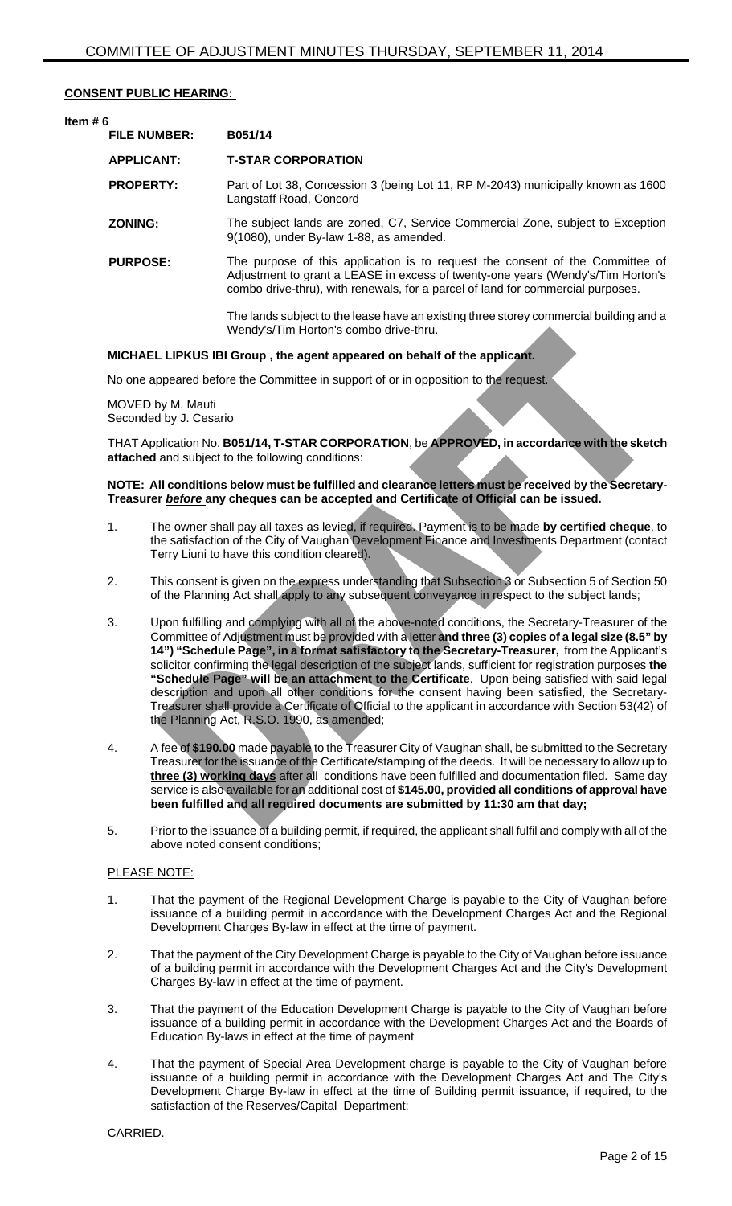**CONSENT PUBLIC HEARING:**

**Item # 6**

| | |
|---|---|
| **FILE NUMBER:** | **B051/14** |
| **APPLICANT:** | **T-STAR CORPORATION** |
| **PROPERTY:** | Part of Lot 38, Concession 3 (being Lot 11, RP M-2043) municipally known as 1600 Langstaff Road, Concord |
| **ZONING:** | The subject lands are zoned, C7, Service Commercial Zone, subject to Exception 9(1080), under By-law 1-88, as amended. |
| **PURPOSE:** | The purpose of this application is to request the consent of the Committee of Adjustment to grant a LEASE in excess of twenty-one years (Wendy's/Tim Horton's combo drive-thru), with renewals, for a parcel of land for commercial purposes. |

The lands subject to the lease have an existing three storey commercial building and a Wendy's/Tim Horton's combo drive-thru.

**MICHAEL LIPKUS IBI Group , the agent appeared on behalf of the applicant.**

No one appeared before the Committee in support of or in opposition to the request.

MOVED by M. Mauti
Seconded by J. Cesario

THAT Application No. **B051/14, T-STAR CORPORATION**, be **APPROVED, in accordance with the sketch attached** and subject to the following conditions:

**NOTE: All conditions below must be fulfilled and clearance letters must be received by the Secretary-Treasurer *before* any cheques can be accepted and Certificate of Official can be issued.**

1. The owner shall pay all taxes as levied, if required. Payment is to be made **by certified cheque**, to the satisfaction of the City of Vaughan Development Finance and Investments Department (contact Terry Liuni to have this condition cleared).

2. This consent is given on the express understanding that Subsection 3 or Subsection 5 of Section 50 of the Planning Act shall apply to any subsequent conveyance in respect to the subject lands;

3. Upon fulfilling and complying with all of the above-noted conditions, the Secretary-Treasurer of the Committee of Adjustment must be provided with a letter **and three (3) copies of a legal size (8.5" by 14") "Schedule Page", in a format satisfactory to the Secretary-Treasurer,** from the Applicant's solicitor confirming the legal description of the subject lands, sufficient for registration purposes **the "Schedule Page" will be an attachment to the Certificate**. Upon being satisfied with said legal description and upon all other conditions for the consent having been satisfied, the Secretary-Treasurer shall provide a Certificate of Official to the applicant in accordance with Section 53(42) of the Planning Act, R.S.O. 1990, as amended;

4. A fee of **$190.00** made payable to the Treasurer City of Vaughan shall, be submitted to the Secretary Treasurer for the issuance of the Certificate/stamping of the deeds. It will be necessary to allow up to **<u>three (3) working days</u>** after all conditions have been fulfilled and documentation filed. Same day service is also available for an additional cost of **$145.00, provided all conditions of approval have been fulfilled and all required documents are submitted by 11:30 am that day;**

5. Prior to the issuance of a building permit, if required, the applicant shall fulfil and comply with all of the above noted consent conditions;

PLEASE NOTE:

1. That the payment of the Regional Development Charge is payable to the City of Vaughan before issuance of a building permit in accordance with the Development Charges Act and the Regional Development Charges By-law in effect at the time of payment.

2. That the payment of the City Development Charge is payable to the City of Vaughan before issuance of a building permit in accordance with the Development Charges Act and the City's Development Charges By-law in effect at the time of payment.

3. That the payment of the Education Development Charge is payable to the City of Vaughan before issuance of a building permit in accordance with the Development Charges Act and the Boards of Education By-laws in effect at the time of payment

4. That the payment of Special Area Development charge is payable to the City of Vaughan before issuance of a building permit in accordance with the Development Charges Act and The City's Development Charge By-law in effect at the time of Building permit issuance, if required, to the satisfaction of the Reserves/Capital Department;

CARRIED.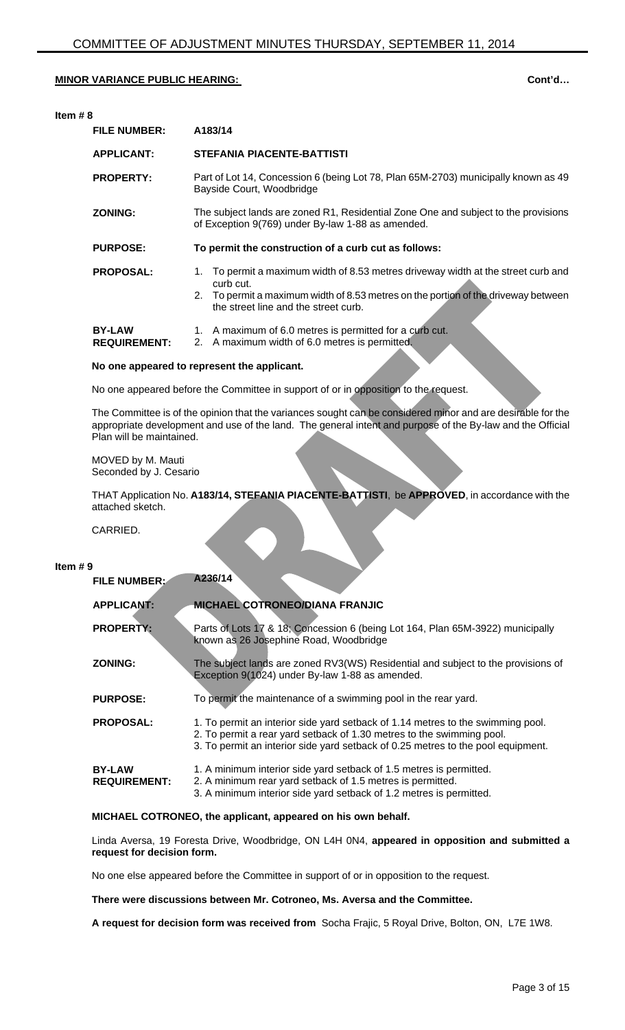## MINOR VARIANCE PUBLIC HEARING: Cont'd…

**Item # 8**

| | |
|---|---|
| **FILE NUMBER:** | **A183/14** |
| **APPLICANT:** | **STEFANIA PIACENTE-BATTISTI** |
| **PROPERTY:** | Part of Lot 14, Concession 6 (being Lot 78, Plan 65M-2703) municipally known as 49 Bayside Court, Woodbridge |
| **ZONING:** | The subject lands are zoned R1, Residential Zone One and subject to the provisions of Exception 9(769) under By-law 1-88 as amended. |
| **PURPOSE:** | **To permit the construction of a curb cut as follows:** |
| **PROPOSAL:** | 1. To permit a maximum width of 8.53 metres driveway width at the street curb and curb cut.<br>2. To permit a maximum width of 8.53 metres on the portion of the driveway between the street line and the street curb. |
| **BY-LAW REQUIREMENT:** | 1. A maximum of 6.0 metres is permitted for a curb cut.<br>2. A maximum width of 6.0 metres is permitted. |

**No one appeared to represent the applicant.**

No one appeared before the Committee in support of or in opposition to the request.

The Committee is of the opinion that the variances sought can be considered minor and are desirable for the appropriate development and use of the land. The general intent and purpose of the By-law and the Official Plan will be maintained.

MOVED by M. Mauti
Seconded by J. Cesario

THAT Application No. **A183/14, STEFANIA PIACENTE-BATTISTI**, be **APPROVED**, in accordance with the attached sketch.

CARRIED.

**Item # 9**

| | |
|---|---|
| **FILE NUMBER:** | **A236/14** |
| **APPLICANT:** | **MICHAEL COTRONEO/DIANA FRANJIC** |
| **PROPERTY:** | Parts of Lots 17 & 18, Concession 6 (being Lot 164, Plan 65M-3922) municipally known as 26 Josephine Road, Woodbridge |
| **ZONING:** | The subject lands are zoned RV3(WS) Residential and subject to the provisions of Exception 9(1024) under By-law 1-88 as amended. |
| **PURPOSE:** | To permit the maintenance of a swimming pool in the rear yard. |
| **PROPOSAL:** | 1. To permit an interior side yard setback of 1.14 metres to the swimming pool.<br>2. To permit a rear yard setback of 1.30 metres to the swimming pool.<br>3. To permit an interior side yard setback of 0.25 metres to the pool equipment. |
| **BY-LAW REQUIREMENT:** | 1. A minimum interior side yard setback of 1.5 metres is permitted.<br>2. A minimum rear yard setback of 1.5 metres is permitted.<br>3. A minimum interior side yard setback of 1.2 metres is permitted. |

**MICHAEL COTRONEO, the applicant, appeared on his own behalf.**

Linda Aversa, 19 Foresta Drive, Woodbridge, ON L4H 0N4, **appeared in opposition and submitted a request for decision form.**

No one else appeared before the Committee in support of or in opposition to the request.

**There were discussions between Mr. Cotroneo, Ms. Aversa and the Committee.**

**A request for decision form was received from** Socha Frajic, 5 Royal Drive, Bolton, ON, L7E 1W8.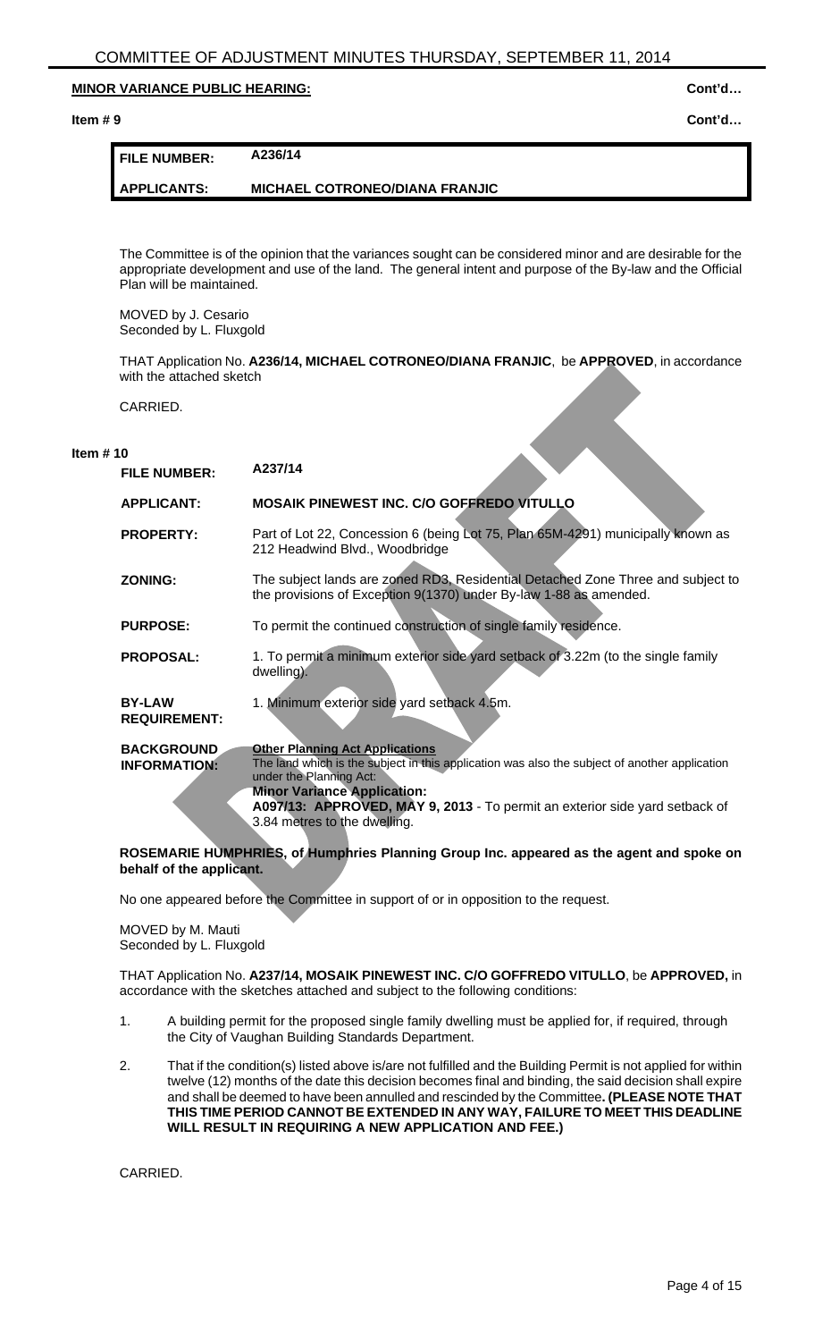**MINOR VARIANCE PUBLIC HEARING:** Cont'd…

**Item # 9** Cont'd…

| FILE NUMBER: | A236/14 |
| --- | --- |
| APPLICANTS: | MICHAEL COTRONEO/DIANA FRANJIC |

The Committee is of the opinion that the variances sought can be considered minor and are desirable for the appropriate development and use of the land. The general intent and purpose of the By-law and the Official Plan will be maintained.

MOVED by J. Cesario
Seconded by L. Fluxgold

THAT Application No. **A236/14, MICHAEL COTRONEO/DIANA FRANJIC**, be **APPROVED**, in accordance with the attached sketch

CARRIED.

**Item # 10**

| | |
| --- | --- |
| **FILE NUMBER:** | **A237/14** |
| **APPLICANT:** | **MOSAIK PINEWEST INC. C/O GOFFREDO VITULLO** |
| **PROPERTY:** | Part of Lot 22, Concession 6 (being Lot 75, Plan 65M-4291) municipally known as 212 Headwind Blvd., Woodbridge |
| **ZONING:** | The subject lands are zoned RD3, Residential Detached Zone Three and subject to the provisions of Exception 9(1370) under By-law 1-88 as amended. |
| **PURPOSE:** | To permit the continued construction of single family residence. |
| **PROPOSAL:** | 1. To permit a minimum exterior side yard setback of 3.22m (to the single family dwelling). |
| **BY-LAW REQUIREMENT:** | 1. Minimum exterior side yard setback 4.5m. |
| **BACKGROUND INFORMATION:** | **Other Planning Act Applications** The land which is the subject in this application was also the subject of another application under the Planning Act: **Minor Variance Application:** **A097/13: APPROVED, MAY 9, 2013** - To permit an exterior side yard setback of 3.84 metres to the dwelling. |

**ROSEMARIE HUMPHRIES, of Humphries Planning Group Inc. appeared as the agent and spoke on behalf of the applicant.**

No one appeared before the Committee in support of or in opposition to the request.

MOVED by M. Mauti
Seconded by L. Fluxgold

THAT Application No. **A237/14, MOSAIK PINEWEST INC. C/O GOFFREDO VITULLO**, be **APPROVED,** in accordance with the sketches attached and subject to the following conditions:

1. A building permit for the proposed single family dwelling must be applied for, if required, through the City of Vaughan Building Standards Department.
2. That if the condition(s) listed above is/are not fulfilled and the Building Permit is not applied for within twelve (12) months of the date this decision becomes final and binding, the said decision shall expire and shall be deemed to have been annulled and rescinded by the Committee**. (PLEASE NOTE THAT THIS TIME PERIOD CANNOT BE EXTENDED IN ANY WAY, FAILURE TO MEET THIS DEADLINE WILL RESULT IN REQUIRING A NEW APPLICATION AND FEE.)**

CARRIED.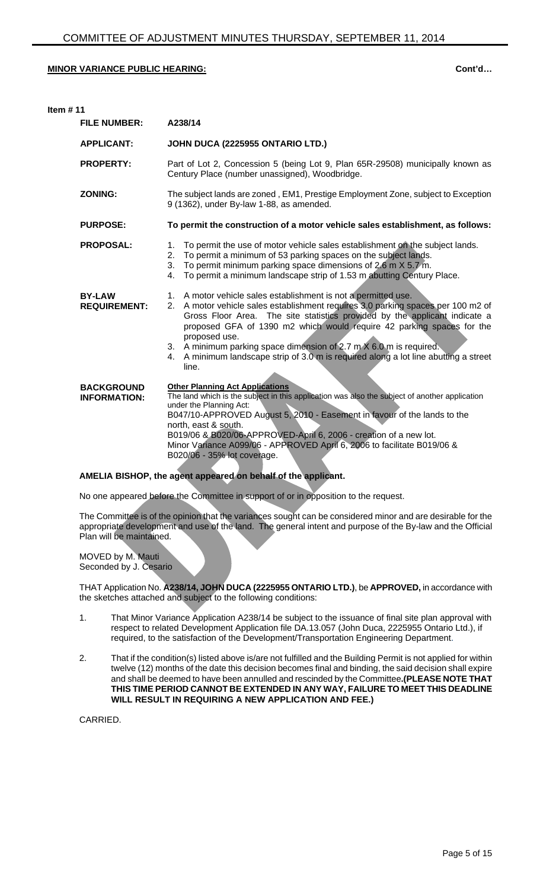**MINOR VARIANCE PUBLIC HEARING:** **Cont'd…**

**Item # 11**

| | |
|---|---|
| **FILE NUMBER:** | **A238/14** |
| **APPLICANT:** | **JOHN DUCA (2225955 ONTARIO LTD.)** |
| **PROPERTY:** | Part of Lot 2, Concession 5 (being Lot 9, Plan 65R-29508) municipally known as Century Place (number unassigned), Woodbridge. |
| **ZONING:** | The subject lands are zoned , EM1, Prestige Employment Zone, subject to Exception 9 (1362), under By-law 1-88, as amended. |
| **PURPOSE:** | **To permit the construction of a motor vehicle sales establishment, as follows:** |
| **PROPOSAL:** | 1. To permit the use of motor vehicle sales establishment on the subject lands.<br>2. To permit a minimum of 53 parking spaces on the subject lands.<br>3. To permit minimum parking space dimensions of 2.6 m X 5.7 m.<br>4. To permit a minimum landscape strip of 1.53 m abutting Century Place. |
| **BY-LAW REQUIREMENT:** | 1. A motor vehicle sales establishment is not a permitted use.<br>2. A motor vehicle sales establishment requires 3.0 parking spaces per 100 m2 of Gross Floor Area. The site statistics provided by the applicant indicate a proposed GFA of 1390 m2 which would require 42 parking spaces for the proposed use.<br>3. A minimum parking space dimension of 2.7 m X 6.0 m is required.<br>4. A minimum landscape strip of 3.0 m is required along a lot line abutting a street line. |
| **BACKGROUND INFORMATION:** | **Other Planning Act Applications**<br>The land which is the subject in this application was also the subject of another application under the Planning Act:<br>B047/10-APPROVED August 5, 2010 - Easement in favour of the lands to the north, east & south.<br>B019/06 & B020/06-APPROVED-April 6, 2006 - creation of a new lot.<br>Minor Variance A099/06 - APPROVED April 6, 2006 to facilitate B019/06 & B020/06 - 35% lot coverage. |

**AMELIA BISHOP, the agent appeared on behalf of the applicant.**

No one appeared before the Committee in support of or in opposition to the request.

The Committee is of the opinion that the variances sought can be considered minor and are desirable for the appropriate development and use of the land. The general intent and purpose of the By-law and the Official Plan will be maintained.

MOVED by M. Mauti
Seconded by J. Cesario

THAT Application No. **A238/14, JOHN DUCA (2225955 ONTARIO LTD.)**, be **APPROVED,** in accordance with the sketches attached and subject to the following conditions:

1. That Minor Variance Application A238/14 be subject to the issuance of final site plan approval with respect to related Development Application file DA.13.057 (John Duca, 2225955 Ontario Ltd.), if required, to the satisfaction of the Development/Transportation Engineering Department.

2. That if the condition(s) listed above is/are not fulfilled and the Building Permit is not applied for within twelve (12) months of the date this decision becomes final and binding, the said decision shall expire and shall be deemed to have been annulled and rescinded by the Committee**.(PLEASE NOTE THAT THIS TIME PERIOD CANNOT BE EXTENDED IN ANY WAY, FAILURE TO MEET THIS DEADLINE WILL RESULT IN REQUIRING A NEW APPLICATION AND FEE.)**

CARRIED.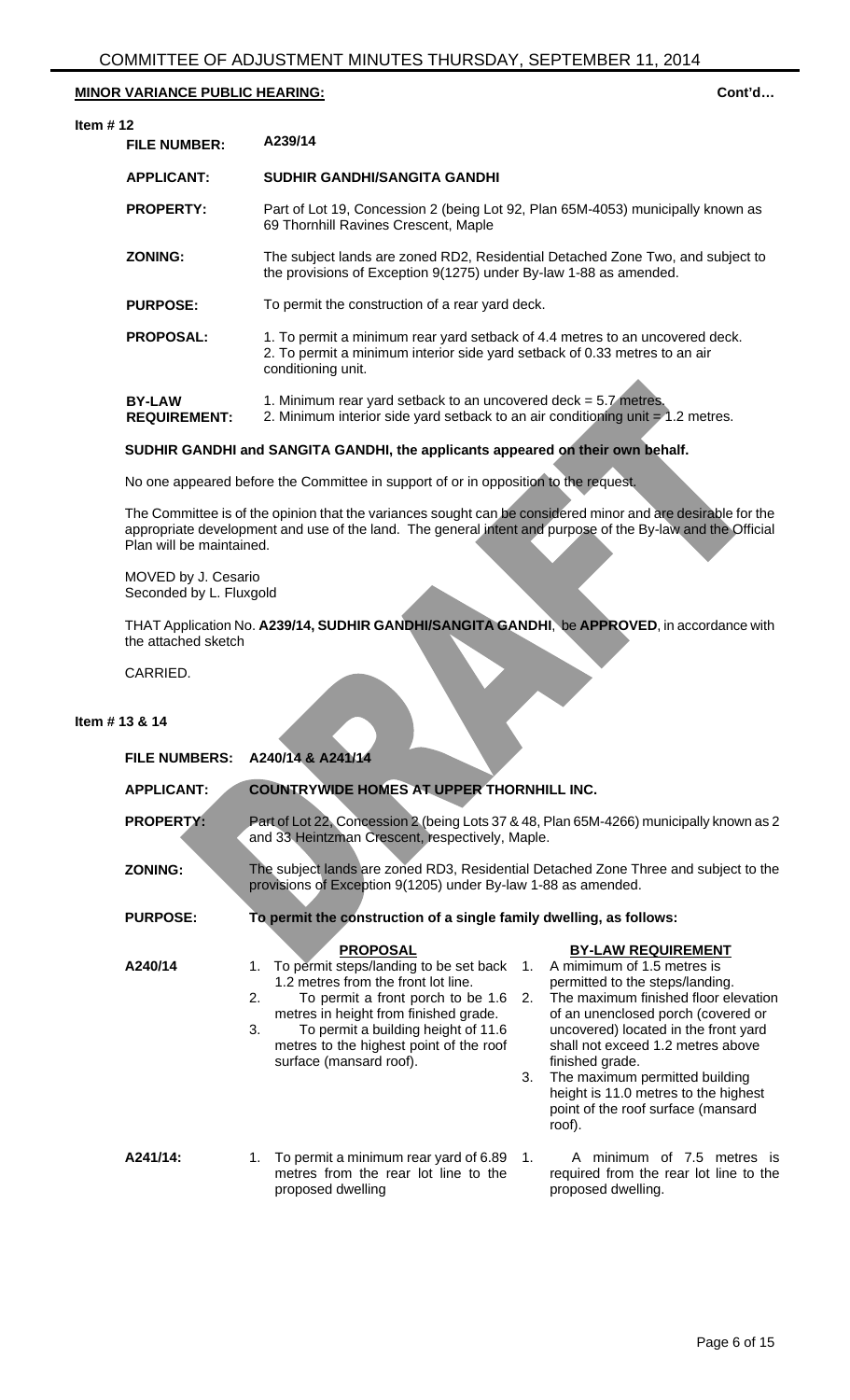## MINOR VARIANCE PUBLIC HEARING: Cont'd…

**Item # 12**

| | |
|---|---|
| **FILE NUMBER:** | **A239/14** |
| **APPLICANT:** | **SUDHIR GANDHI/SANGITA GANDHI** |
| **PROPERTY:** | Part of Lot 19, Concession 2 (being Lot 92, Plan 65M-4053) municipally known as 69 Thornhill Ravines Crescent, Maple |
| **ZONING:** | The subject lands are zoned RD2, Residential Detached Zone Two, and subject to the provisions of Exception 9(1275) under By-law 1-88 as amended. |
| **PURPOSE:** | To permit the construction of a rear yard deck. |
| **PROPOSAL:** | 1. To permit a minimum rear yard setback of 4.4 metres to an uncovered deck.<br>2. To permit a minimum interior side yard setback of 0.33 metres to an air conditioning unit. |
| **BY-LAW REQUIREMENT:** | 1. Minimum rear yard setback to an uncovered deck = 5.7 metres.<br>2. Minimum interior side yard setback to an air conditioning unit = 1.2 metres. |

**SUDHIR GANDHI and SANGITA GANDHI, the applicants appeared on their own behalf.**

No one appeared before the Committee in support of or in opposition to the request.

The Committee is of the opinion that the variances sought can be considered minor and are desirable for the appropriate development and use of the land. The general intent and purpose of the By-law and the Official Plan will be maintained.

MOVED by J. Cesario
Seconded by L. Fluxgold

THAT Application No. **A239/14, SUDHIR GANDHI/SANGITA GANDHI**, be **APPROVED**, in accordance with the attached sketch

CARRIED.

**Item # 13 & 14**

| | |
|---|---|
| **FILE NUMBERS:** | **A240/14 & A241/14** |
| **APPLICANT:** | **COUNTRYWIDE HOMES AT UPPER THORNHILL INC.** |
| **PROPERTY:** | Part of Lot 22, Concession 2 (being Lots 37 & 48, Plan 65M-4266) municipally known as 2 and 33 Heintzman Crescent, respectively, Maple. |
| **ZONING:** | The subject lands are zoned RD3, Residential Detached Zone Three and subject to the provisions of Exception 9(1205) under By-law 1-88 as amended. |
| **PURPOSE:** | **To permit the construction of a single family dwelling, as follows:** |

| | **PROPOSAL** | **BY-LAW REQUIREMENT** |
|---|---|---|
| **A240/14** | 1. To permit steps/landing to be set back 1.2 metres from the front lot line.<br>2. To permit a front porch to be 1.6 metres in height from finished grade.<br>3. To permit a building height of 11.6 metres to the highest point of the roof surface (mansard roof). | 1. A mimimum of 1.5 metres is permitted to the steps/landing.<br>2. The maximum finished floor elevation of an unenclosed porch (covered or uncovered) located in the front yard shall not exceed 1.2 metres above finished grade.<br>3. The maximum permitted building height is 11.0 metres to the highest point of the roof surface (mansard roof). |
| **A241/14:** | 1. To permit a minimum rear yard of 6.89 metres from the rear lot line to the proposed dwelling | 1. A minimum of 7.5 metres is required from the rear lot line to the proposed dwelling. |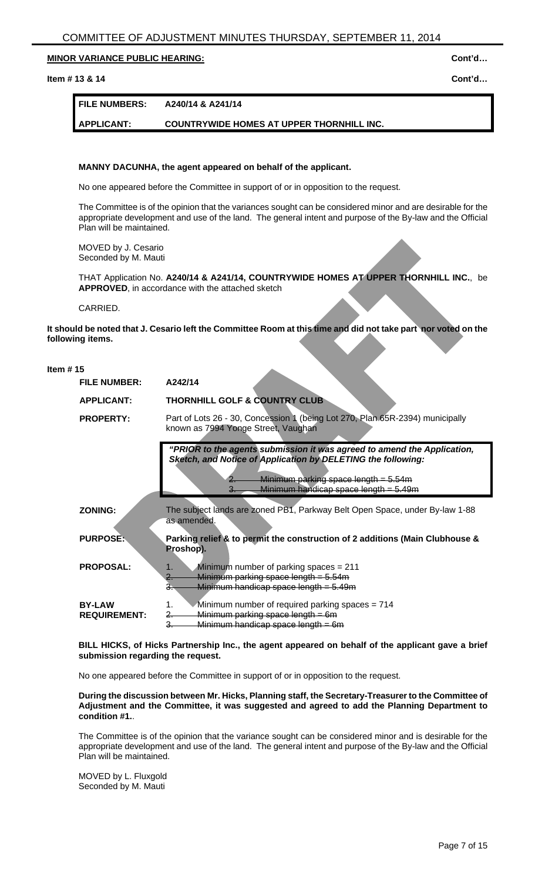**MINOR VARIANCE PUBLIC HEARING:** Cont'd…

**Item # 13 & 14** Cont'd…

| | |
|---|---|
| **FILE NUMBERS:** | **A240/14 & A241/14** |
| **APPLICANT:** | **COUNTRYWIDE HOMES AT UPPER THORNHILL INC.** |

**MANNY DACUNHA, the agent appeared on behalf of the applicant.**

No one appeared before the Committee in support of or in opposition to the request.

The Committee is of the opinion that the variances sought can be considered minor and are desirable for the appropriate development and use of the land. The general intent and purpose of the By-law and the Official Plan will be maintained.

MOVED by J. Cesario
Seconded by M. Mauti

THAT Application No. **A240/14 & A241/14, COUNTRYWIDE HOMES AT UPPER THORNHILL INC.**, be **APPROVED**, in accordance with the attached sketch

CARRIED.

**It should be noted that J. Cesario left the Committee Room at this time and did not take part nor voted on the following items.**

**Item # 15**

| | |
|---|---|
| **FILE NUMBER:** | A242/14 |
| **APPLICANT:** | **THORNHILL GOLF & COUNTRY CLUB** |
| **PROPERTY:** | Part of Lots 26 - 30, Concession 1 (being Lot 270, Plan 65R-2394) municipally known as 7994 Yonge Street, Vaughan |
| | ***"PRIOR to the agents submission it was agreed to amend the Application, Sketch, and Notice of Application by DELETING the following:*** 2. ~~Minimum parking space length = 5.54m~~ 3. ~~Minimum handicap space length = 5.49m~~ |
| **ZONING:** | The subject lands are zoned PB1, Parkway Belt Open Space, under By-law 1-88 as amended. |
| **PURPOSE:** | **Parking relief & to permit the construction of 2 additions (Main Clubhouse & Proshop).** |
| **PROPOSAL:** | 1. Minimum number of parking spaces = 211 2. ~~Minimum parking space length = 5.54m~~ 3. ~~Minimum handicap space length = 5.49m~~ |
| **BY-LAW REQUIREMENT:** | 1. Minimum number of required parking spaces = 714 2. ~~Minimum parking space length = 6m~~ 3. ~~Minimum handicap space length = 6m~~ |

**BILL HICKS, of Hicks Partnership Inc., the agent appeared on behalf of the applicant gave a brief submission regarding the request.**

No one appeared before the Committee in support of or in opposition to the request.

**During the discussion between Mr. Hicks, Planning staff, the Secretary-Treasurer to the Committee of Adjustment and the Committee, it was suggested and agreed to add the Planning Department to condition #1.**.

The Committee is of the opinion that the variance sought can be considered minor and is desirable for the appropriate development and use of the land. The general intent and purpose of the By-law and the Official Plan will be maintained.

MOVED by L. Fluxgold
Seconded by M. Mauti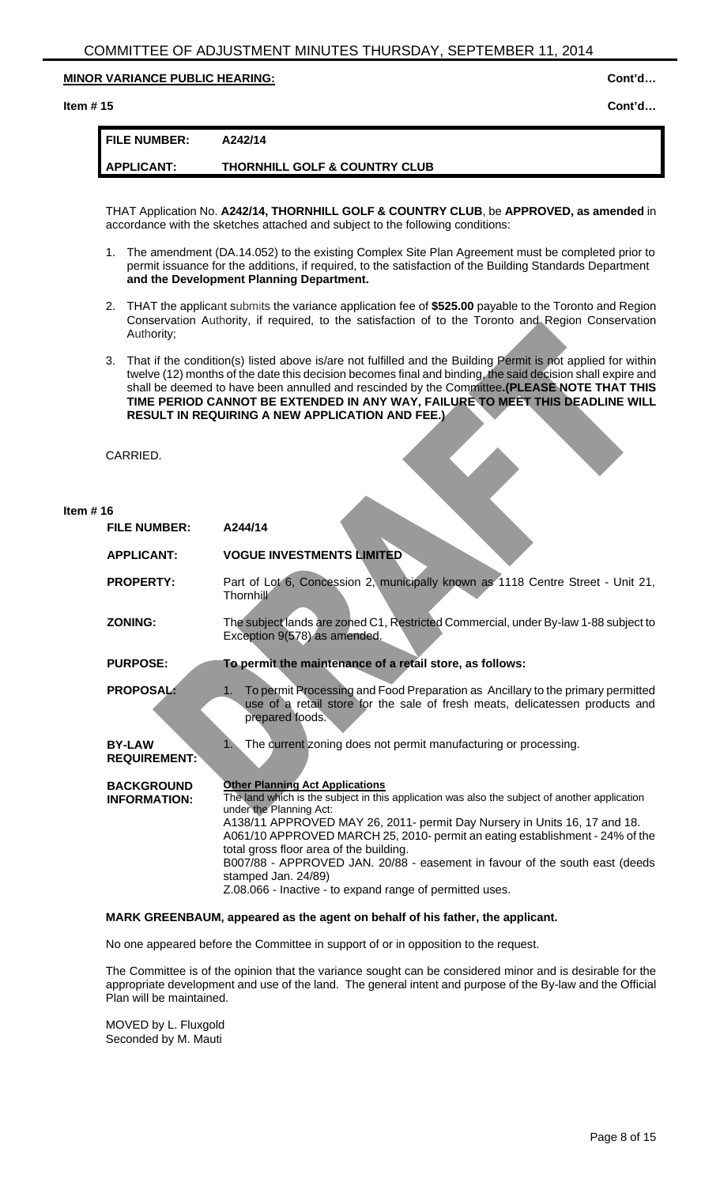**MINOR VARIANCE PUBLIC HEARING:** Cont'd…

**Item # 15** Cont'd…

| **FILE NUMBER:** | **A242/14** |
|---|---|
| **APPLICANT:** | **THORNHILL GOLF & COUNTRY CLUB** |

THAT Application No. **A242/14, THORNHILL GOLF & COUNTRY CLUB**, be **APPROVED, as amended** in accordance with the sketches attached and subject to the following conditions:

1. The amendment (DA.14.052) to the existing Complex Site Plan Agreement must be completed prior to permit issuance for the additions, if required, to the satisfaction of the Building Standards Department **and the Development Planning Department.**

2. THAT the applicant submits the variance application fee of **$525.00** payable to the Toronto and Region Conservation Authority, if required, to the satisfaction of to the Toronto and Region Conservation Authority;

3. That if the condition(s) listed above is/are not fulfilled and the Building Permit is not applied for within twelve (12) months of the date this decision becomes final and binding, the said decision shall expire and shall be deemed to have been annulled and rescinded by the Committee**.(PLEASE NOTE THAT THIS TIME PERIOD CANNOT BE EXTENDED IN ANY WAY, FAILURE TO MEET THIS DEADLINE WILL RESULT IN REQUIRING A NEW APPLICATION AND FEE.)**

CARRIED.

**Item # 16**

| | |
|---|---|
| **FILE NUMBER:** | **A244/14** |
| **APPLICANT:** | **VOGUE INVESTMENTS LIMITED** |
| **PROPERTY:** | Part of Lot 6, Concession 2, municipally known as 1118 Centre Street - Unit 21, Thornhill |
| **ZONING:** | The subject lands are zoned C1, Restricted Commercial, under By-law 1-88 subject to Exception 9(578) as amended. |
| **PURPOSE:** | **To permit the maintenance of a retail store, as follows:** |
| **PROPOSAL:** | 1. To permit Processing and Food Preparation as Ancillary to the primary permitted use of a retail store for the sale of fresh meats, delicatessen products and prepared foods. |
| **BY-LAW REQUIREMENT:** | 1. The current zoning does not permit manufacturing or processing. |
| **BACKGROUND INFORMATION:** | **Other Planning Act Applications**<br>The land which is the subject in this application was also the subject of another application under the Planning Act:<br>A138/11 APPROVED MAY 26, 2011- permit Day Nursery in Units 16, 17 and 18.<br>A061/10 APPROVED MARCH 25, 2010- permit an eating establishment - 24% of the total gross floor area of the building.<br>B007/88 - APPROVED JAN. 20/88 - easement in favour of the south east (deeds stamped Jan. 24/89)<br>Z.08.066 - Inactive - to expand range of permitted uses. |

**MARK GREENBAUM, appeared as the agent on behalf of his father, the applicant.**

No one appeared before the Committee in support of or in opposition to the request.

The Committee is of the opinion that the variance sought can be considered minor and is desirable for the appropriate development and use of the land. The general intent and purpose of the By-law and the Official Plan will be maintained.

MOVED by L. Fluxgold
Seconded by M. Mauti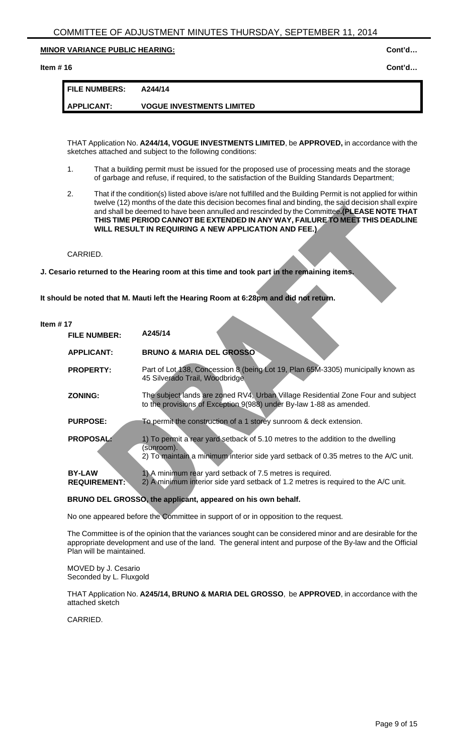**MINOR VARIANCE PUBLIC HEARING:** Cont'd…

**Item # 16** Cont'd…

| FILE NUMBERS: | A244/14 |
|---|---|
| APPLICANT: | VOGUE INVESTMENTS LIMITED |

THAT Application No. **A244/14, VOGUE INVESTMENTS LIMITED**, be **APPROVED,** in accordance with the sketches attached and subject to the following conditions:

1. That a building permit must be issued for the proposed use of processing meats and the storage of garbage and refuse, if required, to the satisfaction of the Building Standards Department;

2. That if the condition(s) listed above is/are not fulfilled and the Building Permit is not applied for within twelve (12) months of the date this decision becomes final and binding, the said decision shall expire and shall be deemed to have been annulled and rescinded by the Committee. **(PLEASE NOTE THAT THIS TIME PERIOD CANNOT BE EXTENDED IN ANY WAY, FAILURE TO MEET THIS DEADLINE WILL RESULT IN REQUIRING A NEW APPLICATION AND FEE.)**

CARRIED.

**J. Cesario returned to the Hearing room at this time and took part in the remaining items.**

**It should be noted that M. Mauti left the Hearing Room at 6:28pm and did not return.**

**Item # 17**

| | |
|---|---|
| **FILE NUMBER:** | **A245/14** |
| **APPLICANT:** | **BRUNO & MARIA DEL GROSSO** |
| **PROPERTY:** | Part of Lot 138, Concession 8 (being Lot 19, Plan 65M-3305) municipally known as 45 Silverado Trail, Woodbridge |
| **ZONING:** | The subject lands are zoned RV4, Urban Village Residential Zone Four and subject to the provisions of Exception 9(988) under By-law 1-88 as amended. |
| **PURPOSE:** | To permit the construction of a 1 storey sunroom & deck extension. |
| **PROPOSAL:** | 1) To permit a rear yard setback of 5.10 metres to the addition to the dwelling (sunroom).<br>2) To maintain a minimum interior side yard setback of 0.35 metres to the A/C unit. |
| **BY-LAW REQUIREMENT:** | 1) A minimum rear yard setback of 7.5 metres is required.<br>2) A minimum interior side yard setback of 1.2 metres is required to the A/C unit. |

**BRUNO DEL GROSSO, the applicant, appeared on his own behalf.**

No one appeared before the Committee in support of or in opposition to the request.

The Committee is of the opinion that the variances sought can be considered minor and are desirable for the appropriate development and use of the land. The general intent and purpose of the By-law and the Official Plan will be maintained.

MOVED by J. Cesario
Seconded by L. Fluxgold

THAT Application No. **A245/14, BRUNO & MARIA DEL GROSSO**, be **APPROVED**, in accordance with the attached sketch

CARRIED.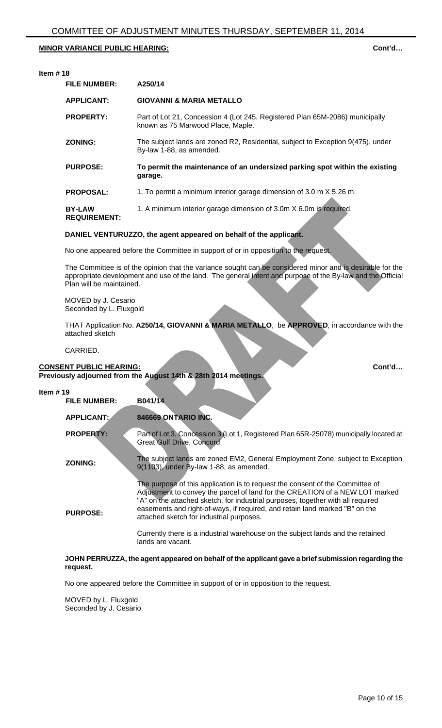**MINOR VARIANCE PUBLIC HEARING:** **Cont'd…**

**Item # 18**

| | |
|---|---|
| **FILE NUMBER:** | **A250/14** |
| **APPLICANT:** | **GIOVANNI & MARIA METALLO** |
| **PROPERTY:** | Part of Lot 21, Concession 4 (Lot 245, Registered Plan 65M-2086) municipally known as 75 Marwood Place, Maple. |
| **ZONING:** | The subject lands are zoned R2, Residential, subject to Exception 9(475), under By-law 1-88, as amended. |
| **PURPOSE:** | **To permit the maintenance of an undersized parking spot within the existing garage.** |
| **PROPOSAL:** | 1. To permit a minimum interior garage dimension of 3.0 m X 5.26 m. |
| **BY-LAW REQUIREMENT:** | 1. A minimum interior garage dimension of 3.0m X 6.0m is required. |

**DANIEL VENTURUZZO, the agent appeared on behalf of the applicant.**

No one appeared before the Committee in support of or in opposition to the request.

The Committee is of the opinion that the variance sought can be considered minor and is desirable for the appropriate development and use of the land. The general intent and purpose of the By-law and the Official Plan will be maintained.

MOVED by J. Cesario
Seconded by L. Fluxgold

THAT Application No. **A250/14, GIOVANNI & MARIA METALLO**, be **APPROVED**, in accordance with the attached sketch

CARRIED.

**CONSENT PUBLIC HEARING:** **Cont'd…**
**Previously adjourned from the August 14th & 28th 2014 meetings.**

**Item # 19**

| | |
|---|---|
| **FILE NUMBER:** | **B041/14** |
| **APPLICANT:** | **846669 ONTARIO INC.** |
| **PROPERTY:** | Part of Lot 3, Concession 3 (Lot 1, Registered Plan 65R-25078) municipally located at Great Gulf Drive, Concord |
| **ZONING:** | The subject lands are zoned EM2, General Employment Zone, subject to Exception 9(1103), under By-law 1-88, as amended. |
| **PURPOSE:** | The purpose of this application is to request the consent of the Committee of Adjustment to convey the parcel of land for the CREATION of a NEW LOT marked "A" on the attached sketch, for industrial purposes, together with all required easements and right-of-ways, if required, and retain land marked "B" on the attached sketch for industrial purposes.<br><br>Currently there is a industrial warehouse on the subject lands and the retained lands are vacant. |

**JOHN PERRUZZA, the agent appeared on behalf of the applicant gave a brief submission regarding the request.**

No one appeared before the Committee in support of or in opposition to the request.

MOVED by L. Fluxgold
Seconded by J. Cesario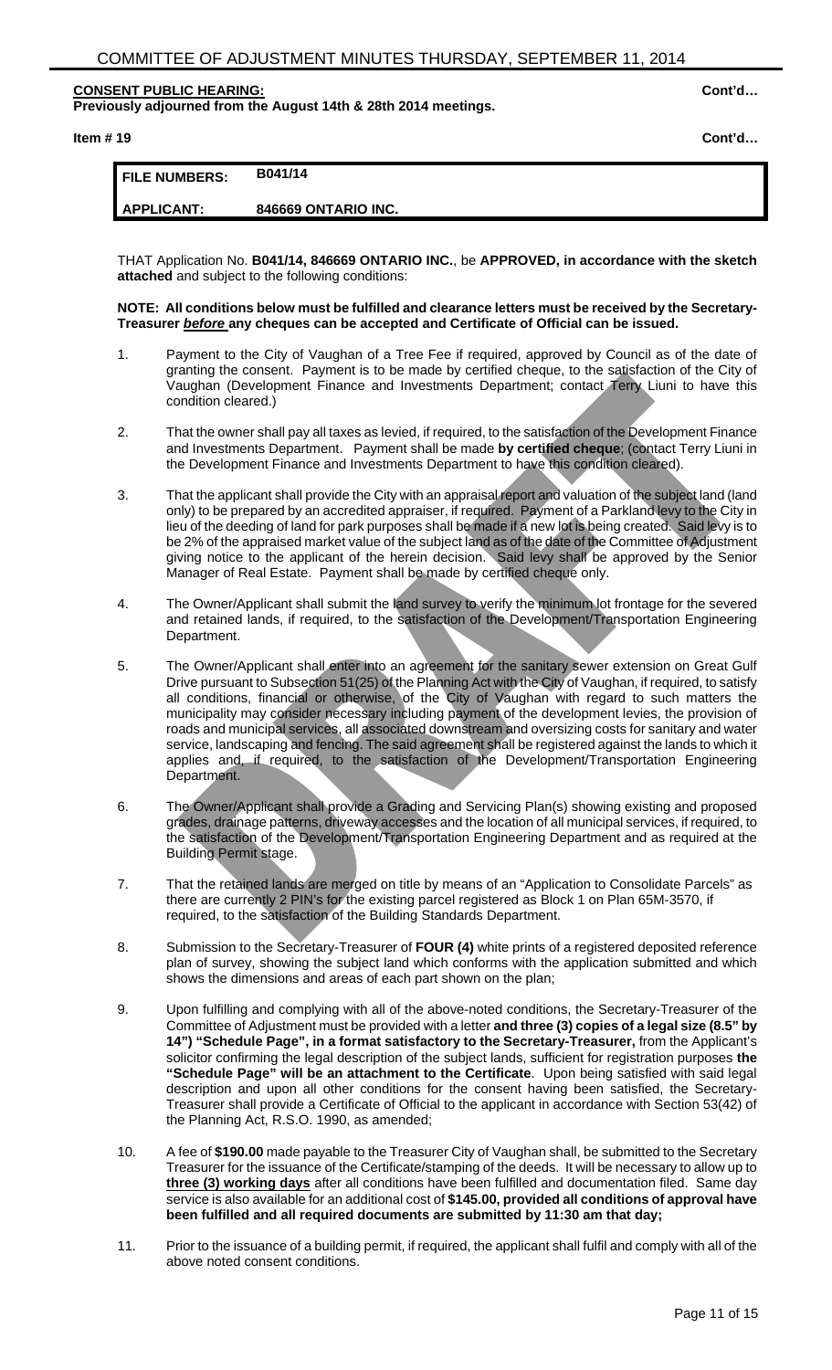# COMMITTEE OF ADJUSTMENT MINUTES THURSDAY, SEPTEMBER 11, 2014

**CONSENT PUBLIC HEARING:** **Cont'd…**
**Previously adjourned from the August 14th & 28th 2014 meetings.**

**Item # 19** **Cont'd…**

| **FILE NUMBERS:** | **B041/14** |
|---|---|
| **APPLICANT:** | **846669 ONTARIO INC.** |

THAT Application No. **B041/14, 846669 ONTARIO INC.**, be **APPROVED, in accordance with the sketch attached** and subject to the following conditions:

**NOTE: All conditions below must be fulfilled and clearance letters must be received by the Secretary-Treasurer *before* any cheques can be accepted and Certificate of Official can be issued.**

1. Payment to the City of Vaughan of a Tree Fee if required, approved by Council as of the date of granting the consent. Payment is to be made by certified cheque, to the satisfaction of the City of Vaughan (Development Finance and Investments Department; contact Terry Liuni to have this condition cleared.)

2. That the owner shall pay all taxes as levied, if required, to the satisfaction of the Development Finance and Investments Department. Payment shall be made **by certified cheque**; (contact Terry Liuni in the Development Finance and Investments Department to have this condition cleared).

3. That the applicant shall provide the City with an appraisal report and valuation of the subject land (land only) to be prepared by an accredited appraiser, if required. Payment of a Parkland levy to the City in lieu of the deeding of land for park purposes shall be made if a new lot is being created. Said levy is to be 2% of the appraised market value of the subject land as of the date of the Committee of Adjustment giving notice to the applicant of the herein decision. Said levy shall be approved by the Senior Manager of Real Estate. Payment shall be made by certified cheque only.

4. The Owner/Applicant shall submit the land survey to verify the minimum lot frontage for the severed and retained lands, if required, to the satisfaction of the Development/Transportation Engineering Department.

5. The Owner/Applicant shall enter into an agreement for the sanitary sewer extension on Great Gulf Drive pursuant to Subsection 51(25) of the Planning Act with the City of Vaughan, if required, to satisfy all conditions, financial or otherwise, of the City of Vaughan with regard to such matters the municipality may consider necessary including payment of the development levies, the provision of roads and municipal services, all associated downstream and oversizing costs for sanitary and water service, landscaping and fencing. The said agreement shall be registered against the lands to which it applies and, if required, to the satisfaction of the Development/Transportation Engineering Department.

6. The Owner/Applicant shall provide a Grading and Servicing Plan(s) showing existing and proposed grades, drainage patterns, driveway accesses and the location of all municipal services, if required, to the satisfaction of the Development/Transportation Engineering Department and as required at the Building Permit stage.

7. That the retained lands are merged on title by means of an "Application to Consolidate Parcels" as there are currently 2 PIN's for the existing parcel registered as Block 1 on Plan 65M-3570, if required, to the satisfaction of the Building Standards Department.

8. Submission to the Secretary-Treasurer of **FOUR (4)** white prints of a registered deposited reference plan of survey, showing the subject land which conforms with the application submitted and which shows the dimensions and areas of each part shown on the plan;

9. Upon fulfilling and complying with all of the above-noted conditions, the Secretary-Treasurer of the Committee of Adjustment must be provided with a letter **and three (3) copies of a legal size (8.5" by 14") "Schedule Page", in a format satisfactory to the Secretary-Treasurer,** from the Applicant's solicitor confirming the legal description of the subject lands, sufficient for registration purposes **the "Schedule Page" will be an attachment to the Certificate**. Upon being satisfied with said legal description and upon all other conditions for the consent having been satisfied, the Secretary-Treasurer shall provide a Certificate of Official to the applicant in accordance with Section 53(42) of the Planning Act, R.S.O. 1990, as amended;

10. A fee of **$190.00** made payable to the Treasurer City of Vaughan shall, be submitted to the Secretary Treasurer for the issuance of the Certificate/stamping of the deeds. It will be necessary to allow up to **<u>three (3) working days</u>** after all conditions have been fulfilled and documentation filed. Same day service is also available for an additional cost of **$145.00, provided all conditions of approval have been fulfilled and all required documents are submitted by 11:30 am that day;**

11. Prior to the issuance of a building permit, if required, the applicant shall fulfil and comply with all of the above noted consent conditions.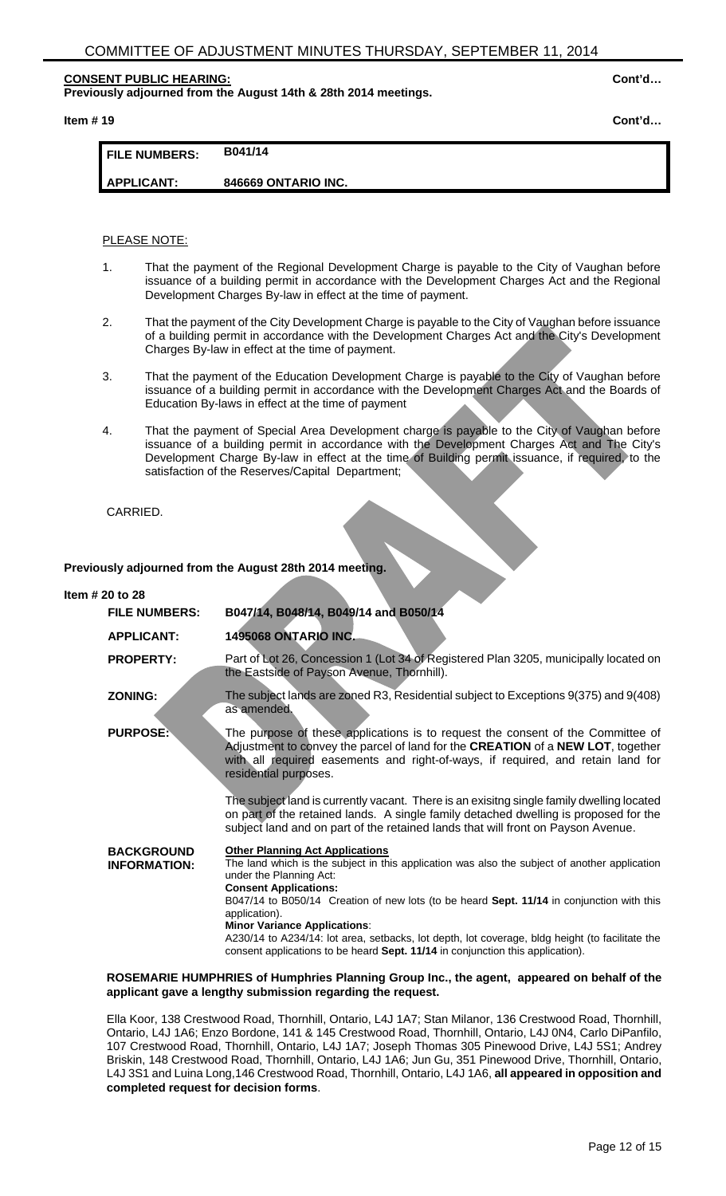**CONSENT PUBLIC HEARING:** **Cont'd…**

**Previously adjourned from the August 14th & 28th 2014 meetings.**

**Item # 19** **Cont'd…**

| **FILE NUMBERS:** | **B041/14** |
|---|---|
| **APPLICANT:** | **846669 ONTARIO INC.** |

PLEASE NOTE:

1. That the payment of the Regional Development Charge is payable to the City of Vaughan before issuance of a building permit in accordance with the Development Charges Act and the Regional Development Charges By-law in effect at the time of payment.

2. That the payment of the City Development Charge is payable to the City of Vaughan before issuance of a building permit in accordance with the Development Charges Act and the City's Development Charges By-law in effect at the time of payment.

3. That the payment of the Education Development Charge is payable to the City of Vaughan before issuance of a building permit in accordance with the Development Charges Act and the Boards of Education By-laws in effect at the time of payment

4. That the payment of Special Area Development charge is payable to the City of Vaughan before issuance of a building permit in accordance with the Development Charges Act and The City's Development Charge By-law in effect at the time of Building permit issuance, if required, to the satisfaction of the Reserves/Capital Department;

CARRIED.

**Previously adjourned from the August 28th 2014 meeting.**

**Item # 20 to 28**

| | |
|---|---|
| **FILE NUMBERS:** | **B047/14, B048/14, B049/14 and B050/14** |
| **APPLICANT:** | **1495068 ONTARIO INC.** |
| **PROPERTY:** | Part of Lot 26, Concession 1 (Lot 34 of Registered Plan 3205, municipally located on the Eastside of Payson Avenue, Thornhill). |
| **ZONING:** | The subject lands are zoned R3, Residential subject to Exceptions 9(375) and 9(408) as amended. |
| **PURPOSE:** | The purpose of these applications is to request the consent of the Committee of Adjustment to convey the parcel of land for the **CREATION** of a **NEW LOT**, together with all required easements and right-of-ways, if required, and retain land for residential purposes.<br><br>The subject land is currently vacant. There is an exisitng single family dwelling located on part of the retained lands. A single family detached dwelling is proposed for the subject land and on part of the retained lands that will front on Payson Avenue. |
| **BACKGROUND INFORMATION:** | **Other Planning Act Applications**<br>The land which is the subject in this application was also the subject of another application under the Planning Act:<br>**Consent Applications:**<br>B047/14 to B050/14 Creation of new lots (to be heard **Sept. 11/14** in conjunction with this application).<br>**Minor Variance Applications**:<br>A230/14 to A234/14: lot area, setbacks, lot depth, lot coverage, bldg height (to facilitate the consent applications to be heard **Sept. 11/14** in conjunction this application). |

**ROSEMARIE HUMPHRIES of Humphries Planning Group Inc., the agent, appeared on behalf of the applicant gave a lengthy submission regarding the request.**

Ella Koor, 138 Crestwood Road, Thornhill, Ontario, L4J 1A7; Stan Milanor, 136 Crestwood Road, Thornhill, Ontario, L4J 1A6; Enzo Bordone, 141 & 145 Crestwood Road, Thornhill, Ontario, L4J 0N4, Carlo DiPanfilo, 107 Crestwood Road, Thornhill, Ontario, L4J 1A7; Joseph Thomas 305 Pinewood Drive, L4J 5S1; Andrey Briskin, 148 Crestwood Road, Thornhill, Ontario, L4J 1A6; Jun Gu, 351 Pinewood Drive, Thornhill, Ontario, L4J 3S1 and Luina Long,146 Crestwood Road, Thornhill, Ontario, L4J 1A6, **all appeared in opposition and completed request for decision forms**.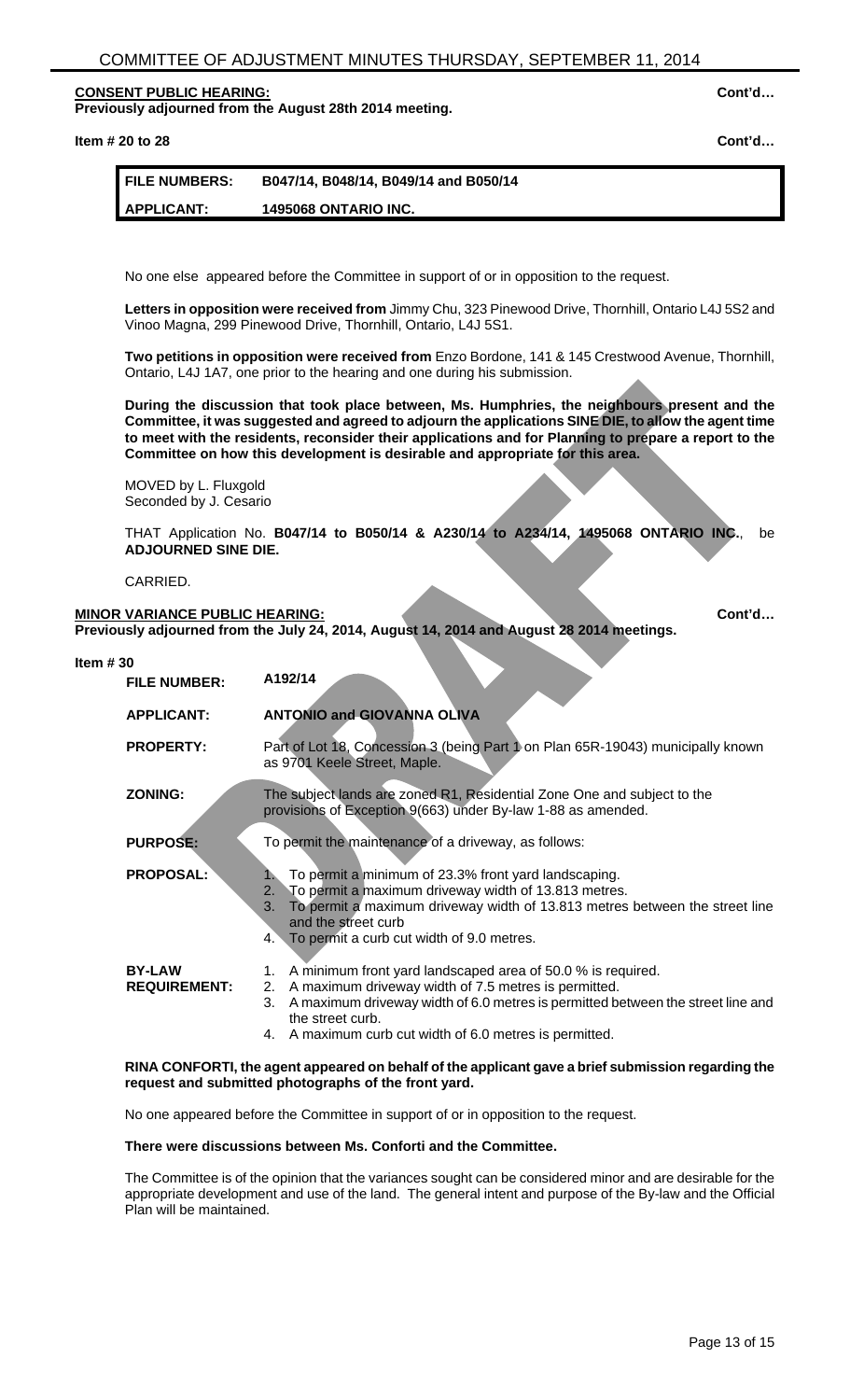**CONSENT PUBLIC HEARING:** **Cont'd…**
**Previously adjourned from the August 28th 2014 meeting.**

**Item # 20 to 28** **Cont'd…**

| **FILE NUMBERS:** | **B047/14, B048/14, B049/14 and B050/14** |
|---|---|
| **APPLICANT:** | **1495068 ONTARIO INC.** |

No one else appeared before the Committee in support of or in opposition to the request.

**Letters in opposition were received from** Jimmy Chu, 323 Pinewood Drive, Thornhill, Ontario L4J 5S2 and Vinoo Magna, 299 Pinewood Drive, Thornhill, Ontario, L4J 5S1.

**Two petitions in opposition were received from** Enzo Bordone, 141 & 145 Crestwood Avenue, Thornhill, Ontario, L4J 1A7, one prior to the hearing and one during his submission.

**During the discussion that took place between, Ms. Humphries, the neighbours present and the Committee, it was suggested and agreed to adjourn the applications SINE DIE, to allow the agent time to meet with the residents, reconsider their applications and for Planning to prepare a report to the Committee on how this development is desirable and appropriate for this area.**

MOVED by L. Fluxgold
Seconded by J. Cesario

THAT Application No. **B047/14 to B050/14 & A230/14 to A234/14, 1495068 ONTARIO INC.**, be **ADJOURNED SINE DIE.**

CARRIED.

**MINOR VARIANCE PUBLIC HEARING:** **Cont'd…**
**Previously adjourned from the July 24, 2014, August 14, 2014 and August 28 2014 meetings.**

**Item # 30**

| | |
|---|---|
| **FILE NUMBER:** | **A192/14** |
| **APPLICANT:** | **ANTONIO and GIOVANNA OLIVA** |
| **PROPERTY:** | Part of Lot 18, Concession 3 (being Part 1 on Plan 65R-19043) municipally known as 9701 Keele Street, Maple. |
| **ZONING:** | The subject lands are zoned R1, Residential Zone One and subject to the provisions of Exception 9(663) under By-law 1-88 as amended. |
| **PURPOSE:** | To permit the maintenance of a driveway, as follows: |
| **PROPOSAL:** | 1. To permit a minimum of 23.3% front yard landscaping.<br>2. To permit a maximum driveway width of 13.813 metres.<br>3. To permit a maximum driveway width of 13.813 metres between the street line and the street curb<br>4. To permit a curb cut width of 9.0 metres. |
| **BY-LAW REQUIREMENT:** | 1. A minimum front yard landscaped area of 50.0 % is required.<br>2. A maximum driveway width of 7.5 metres is permitted.<br>3. A maximum driveway width of 6.0 metres is permitted between the street line and the street curb.<br>4. A maximum curb cut width of 6.0 metres is permitted. |

**RINA CONFORTI, the agent appeared on behalf of the applicant gave a brief submission regarding the request and submitted photographs of the front yard.**

No one appeared before the Committee in support of or in opposition to the request.

**There were discussions between Ms. Conforti and the Committee.**

The Committee is of the opinion that the variances sought can be considered minor and are desirable for the appropriate development and use of the land. The general intent and purpose of the By-law and the Official Plan will be maintained.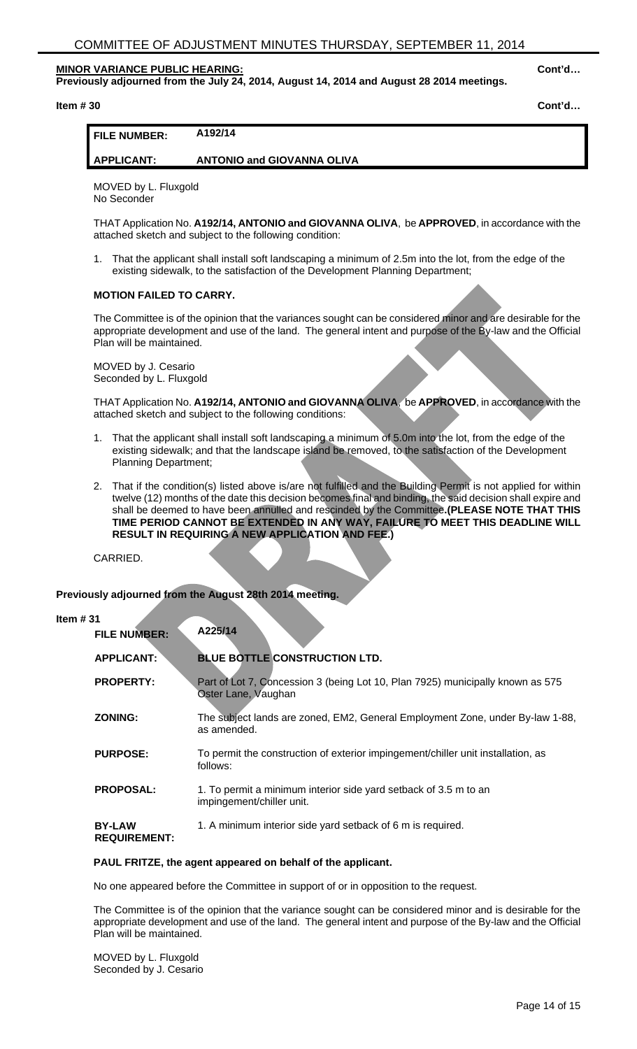**MINOR VARIANCE PUBLIC HEARING:** **Cont'd…**

**Previously adjourned from the July 24, 2014, August 14, 2014 and August 28 2014 meetings.**

**Item # 30** **Cont'd…**

| **FILE NUMBER:** | **A192/14** |
|---|---|
| **APPLICANT:** | **ANTONIO and GIOVANNA OLIVA** |

MOVED by L. Fluxgold
No Seconder

THAT Application No. **A192/14, ANTONIO and GIOVANNA OLIVA**, be **APPROVED**, in accordance with the attached sketch and subject to the following condition:

1. That the applicant shall install soft landscaping a minimum of 2.5m into the lot, from the edge of the existing sidewalk, to the satisfaction of the Development Planning Department;

**MOTION FAILED TO CARRY.**

The Committee is of the opinion that the variances sought can be considered minor and are desirable for the appropriate development and use of the land. The general intent and purpose of the By-law and the Official Plan will be maintained.

MOVED by J. Cesario
Seconded by L. Fluxgold

THAT Application No. **A192/14, ANTONIO and GIOVANNA OLIVA**, be **APPROVED**, in accordance with the attached sketch and subject to the following conditions:

1. That the applicant shall install soft landscaping a minimum of 5.0m into the lot, from the edge of the existing sidewalk; and that the landscape island be removed, to the satisfaction of the Development Planning Department;

2. That if the condition(s) listed above is/are not fulfilled and the Building Permit is not applied for within twelve (12) months of the date this decision becomes final and binding, the said decision shall expire and shall be deemed to have been annulled and rescinded by the Committee.**(PLEASE NOTE THAT THIS TIME PERIOD CANNOT BE EXTENDED IN ANY WAY, FAILURE TO MEET THIS DEADLINE WILL RESULT IN REQUIRING A NEW APPLICATION AND FEE.)**

CARRIED.

**Previously adjourned from the August 28th 2014 meeting.**

**Item # 31**

| **FILE NUMBER:** | **A225/14** |
|---|---|
| **APPLICANT:** | **BLUE BOTTLE CONSTRUCTION LTD.** |
| **PROPERTY:** | Part of Lot 7, Concession 3 (being Lot 10, Plan 7925) municipally known as 575 Oster Lane, Vaughan |
| **ZONING:** | The subject lands are zoned, EM2, General Employment Zone, under By-law 1-88, as amended. |
| **PURPOSE:** | To permit the construction of exterior impingement/chiller unit installation, as follows: |
| **PROPOSAL:** | 1. To permit a minimum interior side yard setback of 3.5 m to an impingement/chiller unit. |
| **BY-LAW REQUIREMENT:** | 1. A minimum interior side yard setback of 6 m is required. |

**PAUL FRITZE, the agent appeared on behalf of the applicant.**

No one appeared before the Committee in support of or in opposition to the request.

The Committee is of the opinion that the variance sought can be considered minor and is desirable for the appropriate development and use of the land. The general intent and purpose of the By-law and the Official Plan will be maintained.

MOVED by L. Fluxgold
Seconded by J. Cesario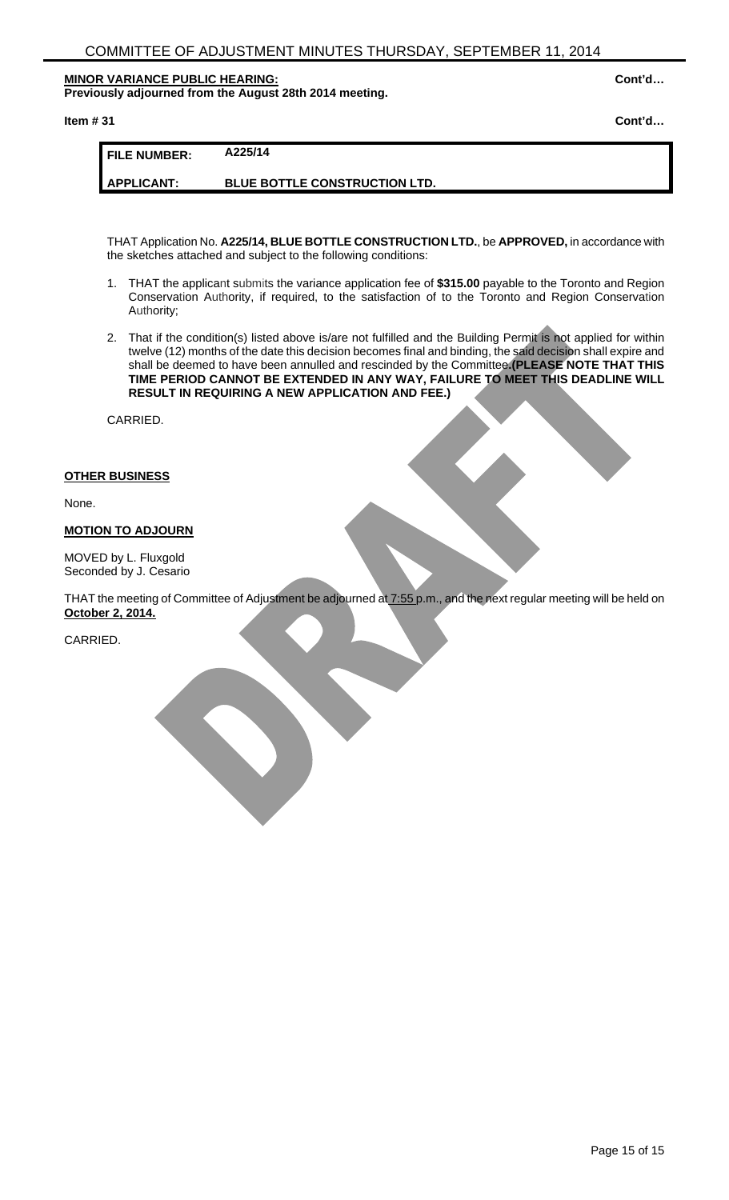**MINOR VARIANCE PUBLIC HEARING:** **Cont'd…**
**Previously adjourned from the August 28th 2014 meeting.**

**Item # 31** **Cont'd…**

| | |
|---|---|
| **FILE NUMBER:** | **A225/14** |
| **APPLICANT:** | **BLUE BOTTLE CONSTRUCTION LTD.** |

THAT Application No. **A225/14, BLUE BOTTLE CONSTRUCTION LTD.**, be **APPROVED,** in accordance with the sketches attached and subject to the following conditions:

1. THAT the applicant submits the variance application fee of **$315.00** payable to the Toronto and Region Conservation Authority, if required, to the satisfaction of to the Toronto and Region Conservation Authority;

2. That if the condition(s) listed above is/are not fulfilled and the Building Permit is not applied for within twelve (12) months of the date this decision becomes final and binding, the said decision shall expire and shall be deemed to have been annulled and rescinded by the Committee. **(PLEASE NOTE THAT THIS TIME PERIOD CANNOT BE EXTENDED IN ANY WAY, FAILURE TO MEET THIS DEADLINE WILL RESULT IN REQUIRING A NEW APPLICATION AND FEE.)**

CARRIED.

**OTHER BUSINESS**

None.

**MOTION TO ADJOURN**

MOVED by L. Fluxgold
Seconded by J. Cesario

THAT the meeting of Committee of Adjustment be adjourned at 7:55 p.m., and the next regular meeting will be held on **October 2, 2014.**

CARRIED.

DRAFT